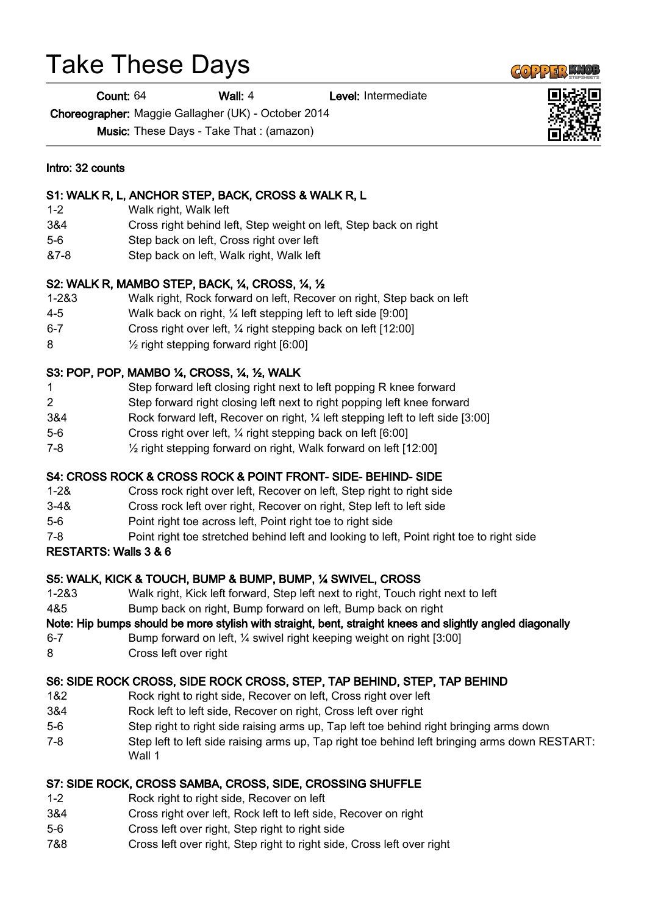# Take These Days

**Count:** 64 **Wall:** 4 **Level:** Intermediate

**Choreographer:** Maggie Gallagher (UK) - October 2014

**Music:** These Days - Take That : (amazon)

**Intro: 32 counts**

**S1: WALK R, L, ANCHOR STEP, BACK, CROSS & WALK R, L**

| | |
|---|---|
| 1-2 | Walk right, Walk left |
| 3&4 | Cross right behind left, Step weight on left, Step back on right |
| 5-6 | Step back on left, Cross right over left |
| &7-8 | Step back on left, Walk right, Walk left |

**S2: WALK R, MAMBO STEP, BACK, ¼, CROSS, ¼, ½**

| | |
|---|---|
| 1-2&3 | Walk right, Rock forward on left, Recover on right, Step back on left |
| 4-5 | Walk back on right, ¼ left stepping left to left side [9:00] |
| 6-7 | Cross right over left, ¼ right stepping back on left [12:00] |
| 8 | ½ right stepping forward right [6:00] |

**S3: POP, POP, MAMBO ¼, CROSS, ¼, ½, WALK**

| | |
|---|---|
| 1 | Step forward left closing right next to left popping R knee forward |
| 2 | Step forward right closing left next to right popping left knee forward |
| 3&4 | Rock forward left, Recover on right, ¼ left stepping left to left side [3:00] |
| 5-6 | Cross right over left, ¼ right stepping back on left [6:00] |
| 7-8 | ½ right stepping forward on right, Walk forward on left [12:00] |

**S4: CROSS ROCK & CROSS ROCK & POINT FRONT- SIDE- BEHIND- SIDE**

| | |
|---|---|
| 1-2& | Cross rock right over left, Recover on left, Step right to right side |
| 3-4& | Cross rock left over right, Recover on right, Step left to left side |
| 5-6 | Point right toe across left, Point right toe to right side |
| 7-8 | Point right toe stretched behind left and looking to left, Point right toe to right side |

**RESTARTS: Walls 3 & 6**

**S5: WALK, KICK & TOUCH, BUMP & BUMP, BUMP, ¼ SWIVEL, CROSS**

| | |
|---|---|
| 1-2&3 | Walk right, Kick left forward, Step left next to right, Touch right next to left |
| 4&5 | Bump back on right, Bump forward on left, Bump back on right |

**Note: Hip bumps should be more stylish with straight, bent, straight knees and slightly angled diagonally**

| | |
|---|---|
| 6-7 | Bump forward on left, ¼ swivel right keeping weight on right [3:00] |
| 8 | Cross left over right |

**S6: SIDE ROCK CROSS, SIDE ROCK CROSS, STEP, TAP BEHIND, STEP, TAP BEHIND**

| | |
|---|---|
| 1&2 | Rock right to right side, Recover on left, Cross right over left |
| 3&4 | Rock left to left side, Recover on right, Cross left over right |
| 5-6 | Step right to right side raising arms up, Tap left toe behind right bringing arms down |
| 7-8 | Step left to left side raising arms up, Tap right toe behind left bringing arms down RESTART: Wall 1 |

**S7: SIDE ROCK, CROSS SAMBA, CROSS, SIDE, CROSSING SHUFFLE**

| | |
|---|---|
| 1-2 | Rock right to right side, Recover on left |
| 3&4 | Cross right over left, Rock left to left side, Recover on right |
| 5-6 | Cross left over right, Step right to right side |
| 7&8 | Cross left over right, Step right to right side, Cross left over right |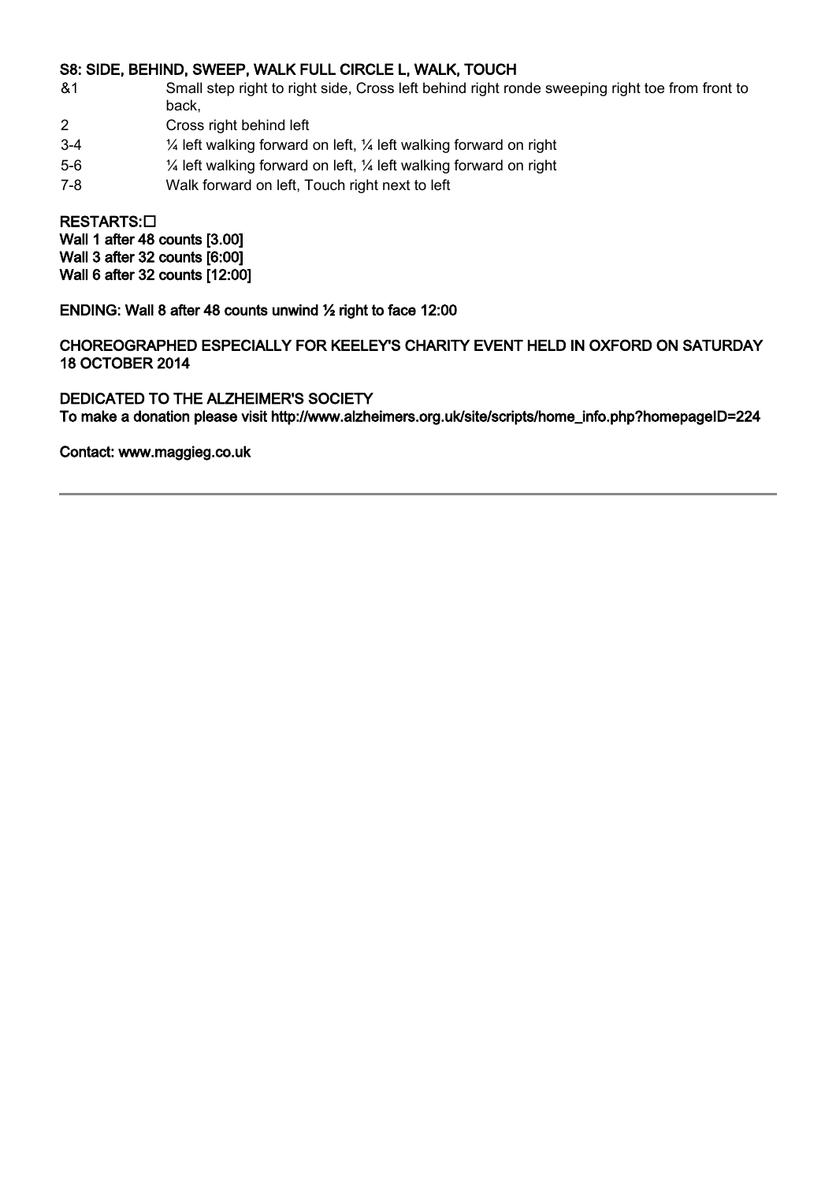**S8: SIDE, BEHIND, SWEEP, WALK FULL CIRCLE L, WALK, TOUCH**

| | |
|---|---|
| &1 | Small step right to right side, Cross left behind right ronde sweeping right toe from front to back, |
| 2 | Cross right behind left |
| 3-4 | ¼ left walking forward on left, ¼ left walking forward on right |
| 5-6 | ¼ left walking forward on left, ¼ left walking forward on right |
| 7-8 | Walk forward on left, Touch right next to left |

**RESTARTS:□**
**Wall 1 after 48 counts [3.00]**
**Wall 3 after 32 counts [6:00]**
**Wall 6 after 32 counts [12:00]**

**ENDING: Wall 8 after 48 counts unwind ½ right to face 12:00**

**CHOREOGRAPHED ESPECIALLY FOR KEELEY'S CHARITY EVENT HELD IN OXFORD ON SATURDAY 18 OCTOBER 2014**

**DEDICATED TO THE ALZHEIMER'S SOCIETY**
**To make a donation please visit http://www.alzheimers.org.uk/site/scripts/home_info.php?homepageID=224**

**Contact: www.maggieg.co.uk**